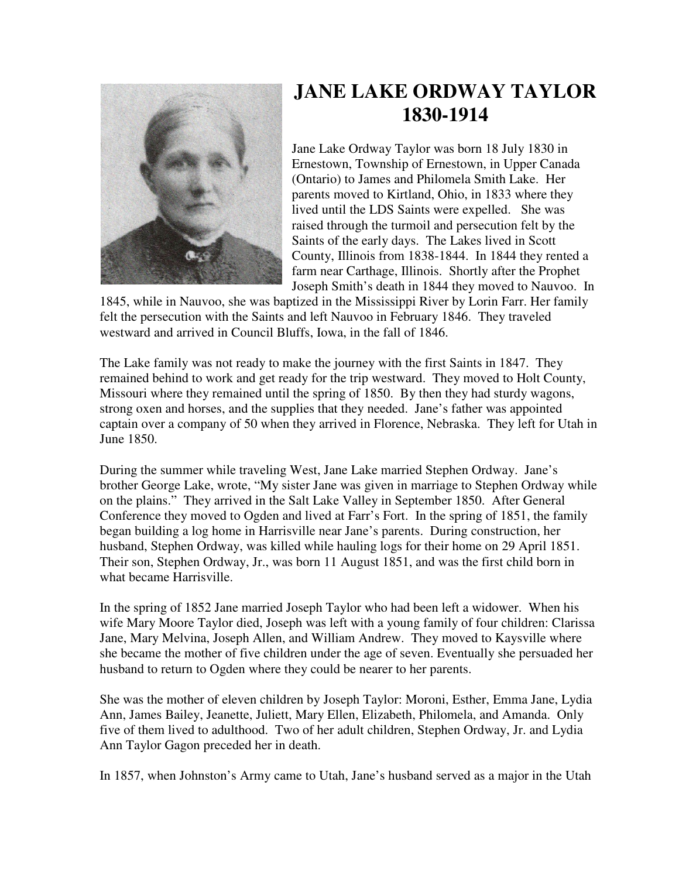# JANE LAKE ORDWAY TAYLOR
# 1830-1914

Jane Lake Ordway Taylor was born 18 July 1830 in Ernestown, Township of Ernestown, in Upper Canada (Ontario) to James and Philomela Smith Lake. Her parents moved to Kirtland, Ohio, in 1833 where they lived until the LDS Saints were expelled. She was raised through the turmoil and persecution felt by the Saints of the early days. The Lakes lived in Scott County, Illinois from 1838-1844. In 1844 they rented a farm near Carthage, Illinois. Shortly after the Prophet Joseph Smith's death in 1844 they moved to Nauvoo. In 1845, while in Nauvoo, she was baptized in the Mississippi River by Lorin Farr. Her family felt the persecution with the Saints and left Nauvoo in February 1846. They traveled westward and arrived in Council Bluffs, Iowa, in the fall of 1846.

The Lake family was not ready to make the journey with the first Saints in 1847. They remained behind to work and get ready for the trip westward. They moved to Holt County, Missouri where they remained until the spring of 1850. By then they had sturdy wagons, strong oxen and horses, and the supplies that they needed. Jane's father was appointed captain over a company of 50 when they arrived in Florence, Nebraska. They left for Utah in June 1850.

During the summer while traveling West, Jane Lake married Stephen Ordway. Jane's brother George Lake, wrote, "My sister Jane was given in marriage to Stephen Ordway while on the plains." They arrived in the Salt Lake Valley in September 1850. After General Conference they moved to Ogden and lived at Farr's Fort. In the spring of 1851, the family began building a log home in Harrisville near Jane's parents. During construction, her husband, Stephen Ordway, was killed while hauling logs for their home on 29 April 1851. Their son, Stephen Ordway, Jr., was born 11 August 1851, and was the first child born in what became Harrisville.

In the spring of 1852 Jane married Joseph Taylor who had been left a widower. When his wife Mary Moore Taylor died, Joseph was left with a young family of four children: Clarissa Jane, Mary Melvina, Joseph Allen, and William Andrew. They moved to Kaysville where she became the mother of five children under the age of seven. Eventually she persuaded her husband to return to Ogden where they could be nearer to her parents.

She was the mother of eleven children by Joseph Taylor: Moroni, Esther, Emma Jane, Lydia Ann, James Bailey, Jeanette, Juliett, Mary Ellen, Elizabeth, Philomela, and Amanda. Only five of them lived to adulthood. Two of her adult children, Stephen Ordway, Jr. and Lydia Ann Taylor Gagon preceded her in death.

In 1857, when Johnston's Army came to Utah, Jane's husband served as a major in the Utah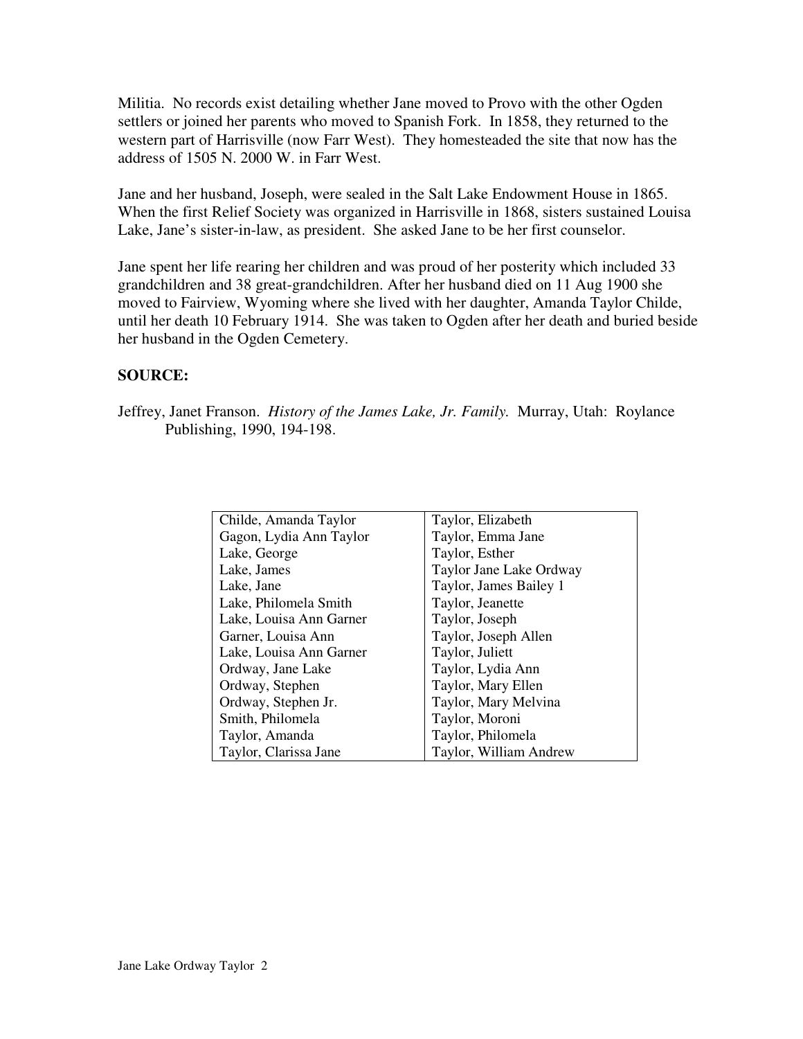Militia. No records exist detailing whether Jane moved to Provo with the other Ogden settlers or joined her parents who moved to Spanish Fork. In 1858, they returned to the western part of Harrisville (now Farr West). They homesteaded the site that now has the address of 1505 N. 2000 W. in Farr West.

Jane and her husband, Joseph, were sealed in the Salt Lake Endowment House in 1865. When the first Relief Society was organized in Harrisville in 1868, sisters sustained Louisa Lake, Jane's sister-in-law, as president. She asked Jane to be her first counselor.

Jane spent her life rearing her children and was proud of her posterity which included 33 grandchildren and 38 great-grandchildren. After her husband died on 11 Aug 1900 she moved to Fairview, Wyoming where she lived with her daughter, Amanda Taylor Childe, until her death 10 February 1914. She was taken to Ogden after her death and buried beside her husband in the Ogden Cemetery.

**SOURCE:**

Jeffrey, Janet Franson. *History of the James Lake, Jr. Family.* Murray, Utah: Roylance Publishing, 1990, 194-198.

| | |
|---|---|
| Childe, Amanda Taylor | Taylor, Elizabeth |
| Gagon, Lydia Ann Taylor | Taylor, Emma Jane |
| Lake, George | Taylor, Esther |
| Lake, James | Taylor Jane Lake Ordway |
| Lake, Jane | Taylor, James Bailey 1 |
| Lake, Philomela Smith | Taylor, Jeanette |
| Lake, Louisa Ann Garner | Taylor, Joseph |
| Garner, Louisa Ann | Taylor, Joseph Allen |
| Lake, Louisa Ann Garner | Taylor, Juliett |
| Ordway, Jane Lake | Taylor, Lydia Ann |
| Ordway, Stephen | Taylor, Mary Ellen |
| Ordway, Stephen Jr. | Taylor, Mary Melvina |
| Smith, Philomela | Taylor, Moroni |
| Taylor, Amanda | Taylor, Philomela |
| Taylor, Clarissa Jane | Taylor, William Andrew |